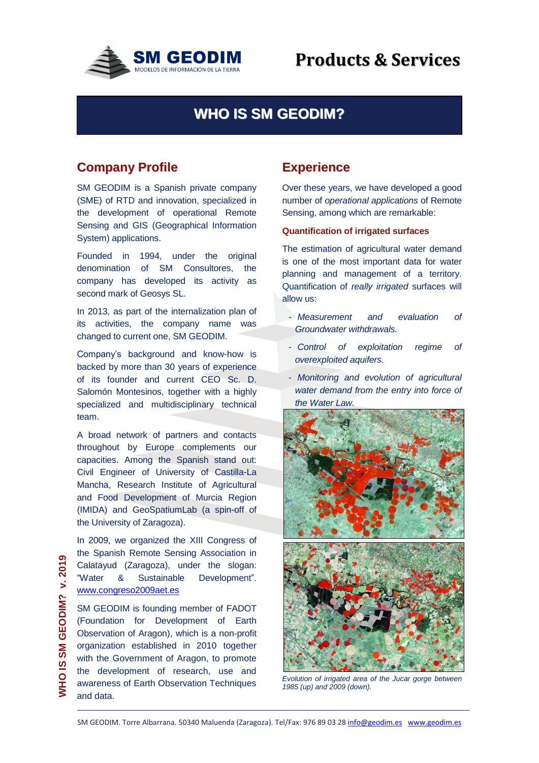# SM GEODIM

MODELOS DE INFORMACIÓN DE LA TIERRA

# Products & Services

## WHO IS SM GEODIM?

### Company Profile

SM GEODIM is a Spanish private company (SME) of RTD and innovation, specialized in the development of operational Remote Sensing and GIS (Geographical Information System) applications.

Founded in 1994, under the original denomination of SM Consultores, the company has developed its activity as second mark of Geosys SL.

In 2013, as part of the internalization plan of its activities, the company name was changed to current one, SM GEODIM.

Company's background and know-how is backed by more than 30 years of experience of its founder and current CEO Sc. D. Salomón Montesinos, together with a highly specialized and multidisciplinary technical team.

A broad network of partners and contacts throughout by Europe complements our capacities. Among the Spanish stand out: Civil Engineer of University of Castilla-La Mancha, Research Institute of Agricultural and Food Development of Murcia Region (IMIDA) and GeoSpatiumLab (a spin-off of the University of Zaragoza).

In 2009, we organized the XIII Congress of the Spanish Remote Sensing Association in Calatayud (Zaragoza), under the slogan: "Water & Sustainable Development". www.congreso2009aet.es

SM GEODIM is founding member of FADOT (Foundation for Development of Earth Observation of Aragon), which is a non-profit organization established in 2010 together with the Government of Aragon, to promote the development of research, use and awareness of Earth Observation Techniques and data.

### Experience

Over these years, we have developed a good number of *operational applications* of Remote Sensing, among which are remarkable:

#### Quantification of irrigated surfaces

The estimation of agricultural water demand is one of the most important data for water planning and management of a territory. Quantification of *really irrigated* surfaces will allow us:

- *Measurement and evaluation of Groundwater withdrawals.*
- *Control of exploitation regime of overexploited aquifers.*
- *Monitoring and evolution of agricultural water demand from the entry into force of the Water Law.*

*Evolution of irrigated area of the Jucar gorge between 1985 (up) and 2009 (down).*

SM GEODIM. Torre Albarrana. 50340 Maluenda (Zaragoza). Tel/Fax: 976 89 03 28 info@geodim.es www.geodim.es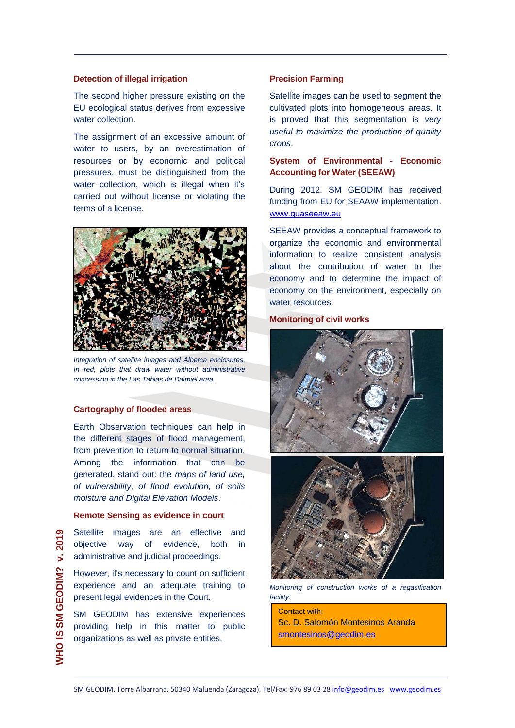### Detection of illegal irrigation

The second higher pressure existing on the EU ecological status derives from excessive water collection.

The assignment of an excessive amount of water to users, by an overestimation of resources or by economic and political pressures, must be distinguished from the water collection, which is illegal when it's carried out without license or violating the terms of a license.

*Integration of satellite images and Alberca enclosures. In red, plots that draw water without administrative concession in the Las Tablas de Daimiel area.*

### Cartography of flooded areas

Earth Observation techniques can help in the different stages of flood management, from prevention to return to normal situation. Among the information that can be generated, stand out: the *maps of land use, of vulnerability, of flood evolution, of soils moisture and Digital Elevation Models*.

### Remote Sensing as evidence in court

Satellite images are an effective and objective way of evidence, both in administrative and judicial proceedings.

However, it's necessary to count on sufficient experience and an adequate training to present legal evidences in the Court.

SM GEODIM has extensive experiences providing help in this matter to public organizations as well as private entities.

### Precision Farming

Satellite images can be used to segment the cultivated plots into homogeneous areas. It is proved that this segmentation is *very useful to maximize the production of quality crops*.

### System of Environmental - Economic Accounting for Water (SEEAW)

During 2012, SM GEODIM has received funding from EU for SEAAW implementation. www.guaseeaw.eu

SEEAW provides a conceptual framework to organize the economic and environmental information to realize consistent analysis about the contribution of water to the economy and to determine the impact of economy on the environment, especially on water resources.

### Monitoring of civil works

*Monitoring of construction works of a regasification facility.*

Contact with:
Sc. D. Salomón Montesinos Aranda
smontesinos@geodim.es

WHO IS SM GEODIM? v. 2019

SM GEODIM. Torre Albarrana. 50430 Maluenda (Zaragoza). Tel/Fax: 976 89 03 28 info@geodim.es www.geodim.es